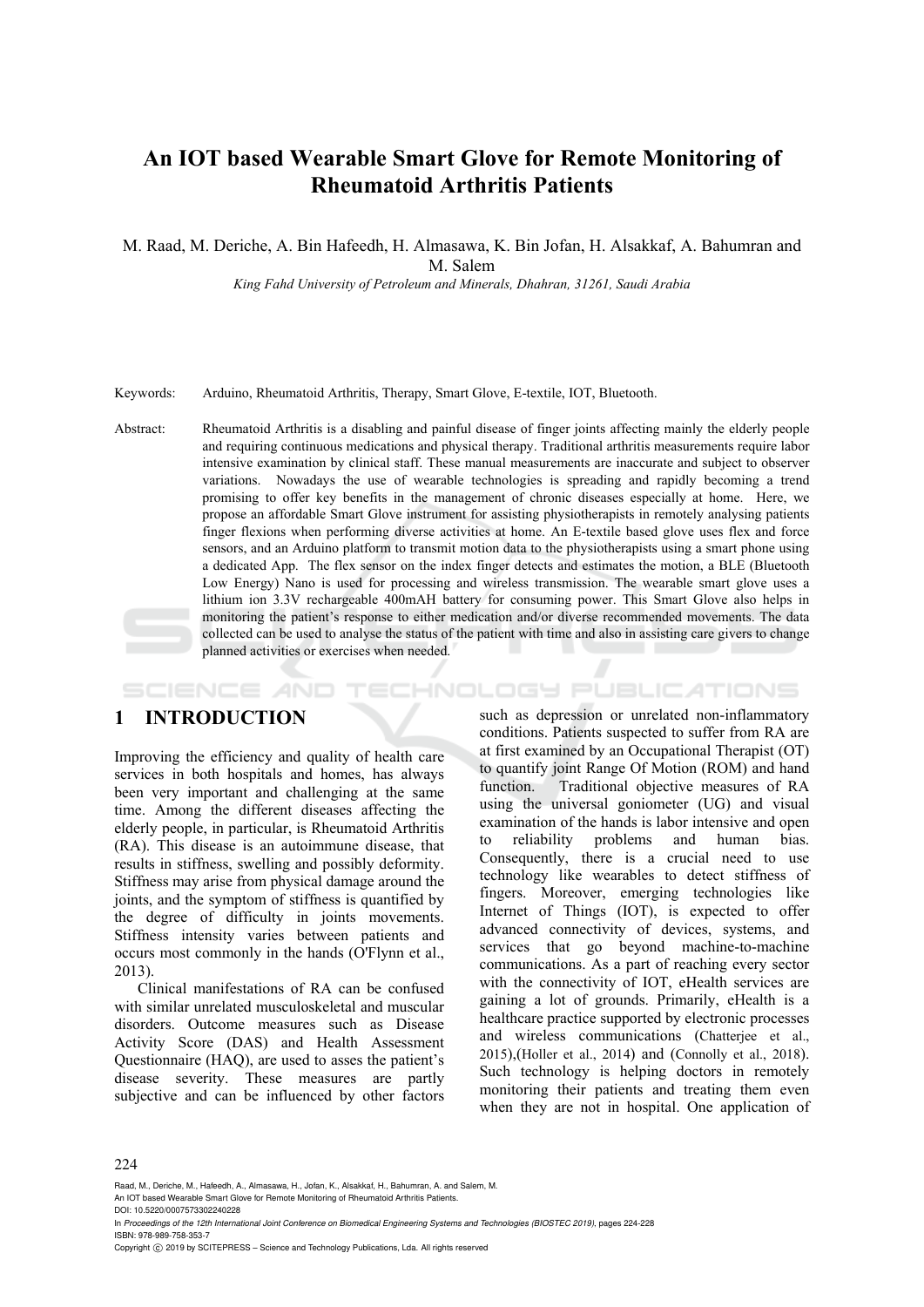# An IOT based Wearable Smart Glove for Remote Monitoring of Rheumatoid Arthritis Patients

M. Raad, M. Deriche, A. Bin Hafeedh, H. Almasawa, K. Bin Jofan, H. Alsakkaf, A. Bahumran and M. Salem

*King Fahd University of Petroleum and Minerals, Dhahran, 31261, Saudi Arabia*

Keywords: Arduino, Rheumatoid Arthritis, Therapy, Smart Glove, E-textile, IOT, Bluetooth.

Abstract: Rheumatoid Arthritis is a disabling and painful disease of finger joints affecting mainly the elderly people and requiring continuous medications and physical therapy. Traditional arthritis measurements require labor intensive examination by clinical staff. These manual measurements are inaccurate and subject to observer variations. Nowadays the use of wearable technologies is spreading and rapidly becoming a trend promising to offer key benefits in the management of chronic diseases especially at home. Here, we propose an affordable Smart Glove instrument for assisting physiotherapists in remotely analysing patients finger flexions when performing diverse activities at home. An E-textile based glove uses flex and force sensors, and an Arduino platform to transmit motion data to the physiotherapists using a smart phone using a dedicated App. The flex sensor on the index finger detects and estimates the motion, a BLE (Bluetooth Low Energy) Nano is used for processing and wireless transmission. The wearable smart glove uses a lithium ion 3.3V rechargeable 400mAH battery for consuming power. This Smart Glove also helps in monitoring the patient's response to either medication and/or diverse recommended movements. The data collected can be used to analyse the status of the patient with time and also in assisting care givers to change planned activities or exercises when needed.

## 1 INTRODUCTION

Improving the efficiency and quality of health care services in both hospitals and homes, has always been very important and challenging at the same time. Among the different diseases affecting the elderly people, in particular, is Rheumatoid Arthritis (RA). This disease is an autoimmune disease, that results in stiffness, swelling and possibly deformity. Stiffness may arise from physical damage around the joints, and the symptom of stiffness is quantified by the degree of difficulty in joints movements. Stiffness intensity varies between patients and occurs most commonly in the hands (O'Flynn et al., 2013).

Clinical manifestations of RA can be confused with similar unrelated musculoskeletal and muscular disorders. Outcome measures such as Disease Activity Score (DAS) and Health Assessment Questionnaire (HAQ), are used to asses the patient's disease severity. These measures are partly subjective and can be influenced by other factors such as depression or unrelated non-inflammatory conditions. Patients suspected to suffer from RA are at first examined by an Occupational Therapist (OT) to quantify joint Range Of Motion (ROM) and hand function. Traditional objective measures of RA using the universal goniometer (UG) and visual examination of the hands is labor intensive and open to reliability problems and human bias. Consequently, there is a crucial need to use technology like wearables to detect stiffness of fingers. Moreover, emerging technologies like Internet of Things (IOT), is expected to offer advanced connectivity of devices, systems, and services that go beyond machine-to-machine communications. As a part of reaching every sector with the connectivity of IOT, eHealth services are gaining a lot of grounds. Primarily, eHealth is a healthcare practice supported by electronic processes and wireless communications (Chatterjee et al., 2015),(Holler et al., 2014) and (Connolly et al., 2018). Such technology is helping doctors in remotely monitoring their patients and treating them even when they are not in hospital. One application of

Raad, M., Deriche, M., Hafeedh, A., Almasawa, H., Jofan, K., Alsakkaf, H., Bahumran, A. and Salem, M.
An IOT based Wearable Smart Glove for Remote Monitoring of Rheumatoid Arthritis Patients.
DOI: 10.5220/0007573302240228
In *Proceedings of the 12th International Joint Conference on Biomedical Engineering Systems and Technologies (BIOSTEC 2019)*, pages 224-228
ISBN: 978-989-758-353-7
Copyright © 2019 by SCITEPRESS – Science and Technology Publications, Lda. All rights reserved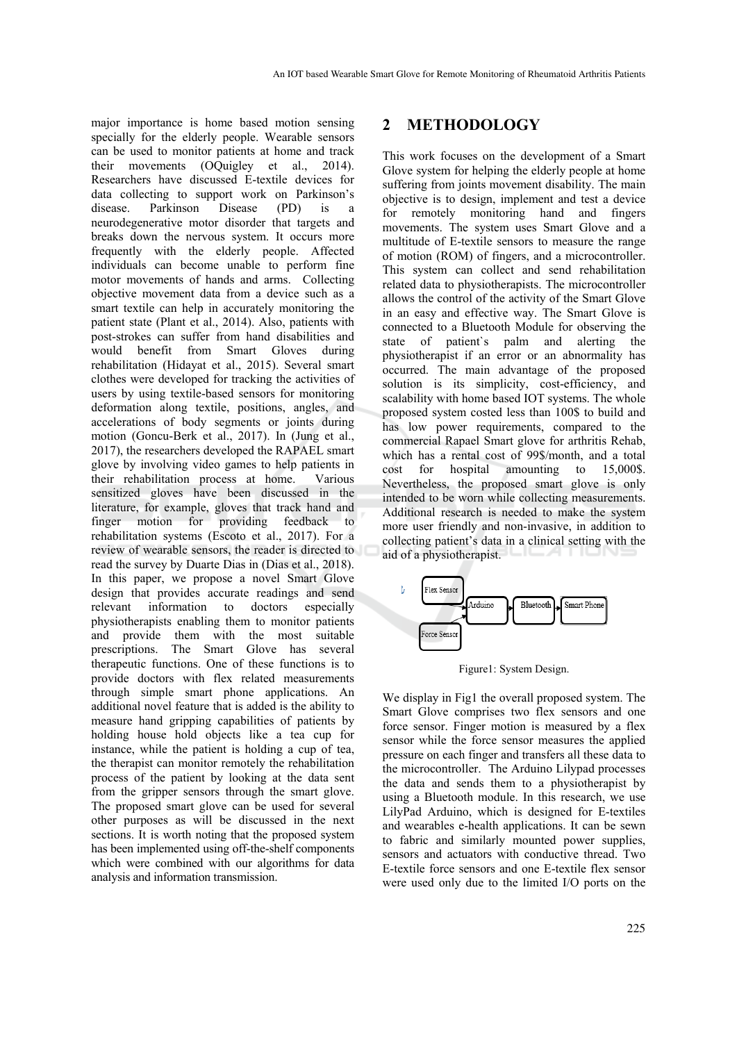major importance is home based motion sensing specially for the elderly people. Wearable sensors can be used to monitor patients at home and track their movements (OQuigley et al., 2014). Researchers have discussed E-textile devices for data collecting to support work on Parkinson's disease. Parkinson Disease (PD) is a neurodegenerative motor disorder that targets and breaks down the nervous system. It occurs more frequently with the elderly people. Affected individuals can become unable to perform fine motor movements of hands and arms. Collecting objective movement data from a device such as a smart textile can help in accurately monitoring the patient state (Plant et al., 2014). Also, patients with post-strokes can suffer from hand disabilities and would benefit from Smart Gloves during rehabilitation (Hidayat et al., 2015). Several smart clothes were developed for tracking the activities of users by using textile-based sensors for monitoring deformation along textile, positions, angles, and accelerations of body segments or joints during motion (Goncu-Berk et al., 2017). In (Jung et al., 2017), the researchers developed the RAPAEL smart glove by involving video games to help patients in their rehabilitation process at home. Various sensitized gloves have been discussed in the literature, for example, gloves that track hand and finger motion for providing feedback to rehabilitation systems (Escoto et al., 2017). For a review of wearable sensors, the reader is directed to read the survey by Duarte Dias in (Dias et al., 2018). In this paper, we propose a novel Smart Glove design that provides accurate readings and send relevant information to doctors especially physiotherapists enabling them to monitor patients and provide them with the most suitable prescriptions. The Smart Glove has several therapeutic functions. One of these functions is to provide doctors with flex related measurements through simple smart phone applications. An additional novel feature that is added is the ability to measure hand gripping capabilities of patients by holding house hold objects like a tea cup for instance, while the patient is holding a cup of tea, the therapist can monitor remotely the rehabilitation process of the patient by looking at the data sent from the gripper sensors through the smart glove. The proposed smart glove can be used for several other purposes as will be discussed in the next sections. It is worth noting that the proposed system has been implemented using off-the-shelf components which were combined with our algorithms for data analysis and information transmission.

## 2 METHODOLOGY

This work focuses on the development of a Smart Glove system for helping the elderly people at home suffering from joints movement disability. The main objective is to design, implement and test a device for remotely monitoring hand and fingers movements. The system uses Smart Glove and a multitude of E-textile sensors to measure the range of motion (ROM) of fingers, and a microcontroller. This system can collect and send rehabilitation related data to physiotherapists. The microcontroller allows the control of the activity of the Smart Glove in an easy and effective way. The Smart Glove is connected to a Bluetooth Module for observing the state of patient`s palm and alerting the physiotherapist if an error or an abnormality has occurred. The main advantage of the proposed solution is its simplicity, cost-efficiency, and scalability with home based IOT systems. The whole proposed system costed less than 100$ to build and has low power requirements, compared to the commercial Rapael Smart glove for arthritis Rehab, which has a rental cost of 99$/month, and a total cost for hospital amounting to 15,000$. Nevertheless, the proposed smart glove is only intended to be worn while collecting measurements. Additional research is needed to make the system more user friendly and non-invasive, in addition to collecting patient's data in a clinical setting with the aid of a physiotherapist.

Flex Sensor → Arduino → Bluetooth → Smart Phone
Force Sensor → Arduino

Figure1: System Design.

We display in Fig1 the overall proposed system. The Smart Glove comprises two flex sensors and one force sensor. Finger motion is measured by a flex sensor while the force sensor measures the applied pressure on each finger and transfers all these data to the microcontroller. The Arduino Lilypad processes the data and sends them to a physiotherapist by using a Bluetooth module. In this research, we use LilyPad Arduino, which is designed for E-textiles and wearables e-health applications. It can be sewn to fabric and similarly mounted power supplies, sensors and actuators with conductive thread. Two E-textile force sensors and one E-textile flex sensor were used only due to the limited I/O ports on the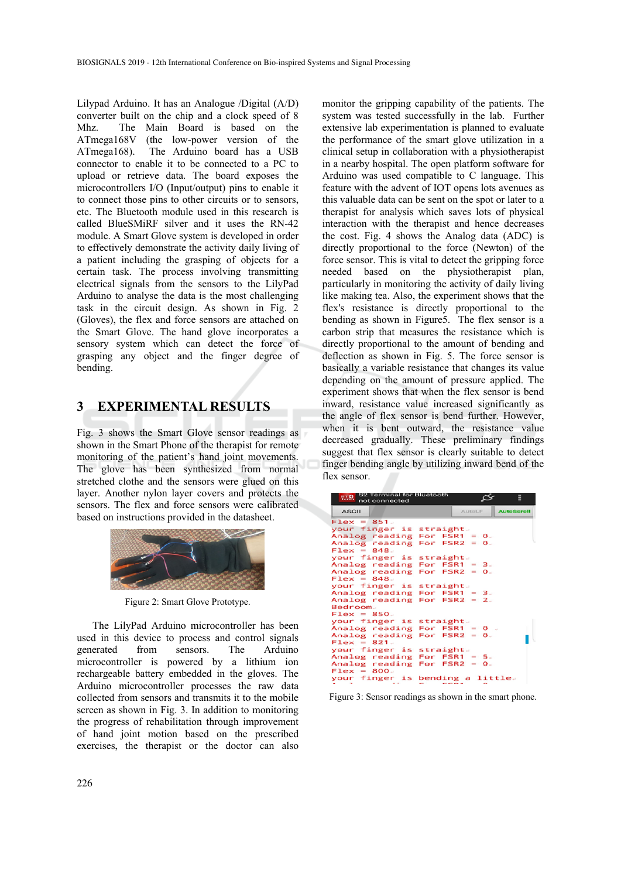Lilypad Arduino. It has an Analogue /Digital (A/D) converter built on the chip and a clock speed of 8 Mhz. The Main Board is based on the ATmega168V (the low-power version of the ATmega168). The Arduino board has a USB connector to enable it to be connected to a PC to upload or retrieve data. The board exposes the microcontrollers I/O (Input/output) pins to enable it to connect those pins to other circuits or to sensors, etc. The Bluetooth module used in this research is called BlueSMiRF silver and it uses the RN-42 module. A Smart Glove system is developed in order to effectively demonstrate the activity daily living of a patient including the grasping of objects for a certain task. The process involving transmitting electrical signals from the sensors to the LilyPad Arduino to analyse the data is the most challenging task in the circuit design. As shown in Fig. 2 (Gloves), the flex and force sensors are attached on the Smart Glove. The hand glove incorporates a sensory system which can detect the force of grasping any object and the finger degree of bending.

## 3 EXPERIMENTAL RESULTS

Fig. 3 shows the Smart Glove sensor readings as shown in the Smart Phone of the therapist for remote monitoring of the patient's hand joint movements. The glove has been synthesized from normal stretched clothe and the sensors were glued on this layer. Another nylon layer covers and protects the sensors. The flex and force sensors were calibrated based on instructions provided in the datasheet.

Figure 2: Smart Glove Prototype.

The LilyPad Arduino microcontroller has been used in this device to process and control signals generated from sensors. The Arduino microcontroller is powered by a lithium ion rechargeable battery embedded in the gloves. The Arduino microcontroller processes the raw data collected from sensors and transmits it to the mobile screen as shown in Fig. 3. In addition to monitoring the progress of rehabilitation through improvement of hand joint motion based on the prescribed exercises, the therapist or the doctor can also monitor the gripping capability of the patients. The system was tested successfully in the lab. Further extensive lab experimentation is planned to evaluate the performance of the smart glove utilization in a clinical setup in collaboration with a physiotherapist in a nearby hospital. The open platform software for Arduino was used compatible to C language. This feature with the advent of IOT opens lots avenues as this valuable data can be sent on the spot or later to a therapist for analysis which saves lots of physical interaction with the therapist and hence decreases the cost. Fig. 4 shows the Analog data (ADC) is directly proportional to the force (Newton) of the force sensor. This is vital to detect the gripping force needed based on the physiotherapist plan, particularly in monitoring the activity of daily living like making tea. Also, the experiment shows that the flex's resistance is directly proportional to the bending as shown in Figure5. The flex sensor is a carbon strip that measures the resistance which is directly proportional to the amount of bending and deflection as shown in Fig. 5. The force sensor is basically a variable resistance that changes its value depending on the amount of pressure applied. The experiment shows that when the flex sensor is bend inward, resistance value increased significantly as the angle of flex sensor is bend further. However, when it is bent outward, the resistance value decreased gradually. These preliminary findings suggest that flex sensor is clearly suitable to detect finger bending angle by utilizing inward bend of the flex sensor.

```
Flex = 851
your finger is straight
Analog reading For FSR1 = 0
Analog reading For FSR2 = 0
Flex = 848
your finger is straight
Analog reading For FSR1 = 3
Analog reading For FSR2 = 0
Flex = 848
your finger is straight
Analog reading For FSR1 = 3
Analog reading For FSR2 = 2
Bedroom
Flex = 850
your finger is straight
Analog reading For FSR1 = 0
Analog reading For FSR2 = 0
Flex = 821
your finger is straight
Analog reading For FSR1 = 5
Analog reading For FSR2 = 0
Flex = 800
your finger is bending a little
```

Figure 3: Sensor readings as shown in the smart phone.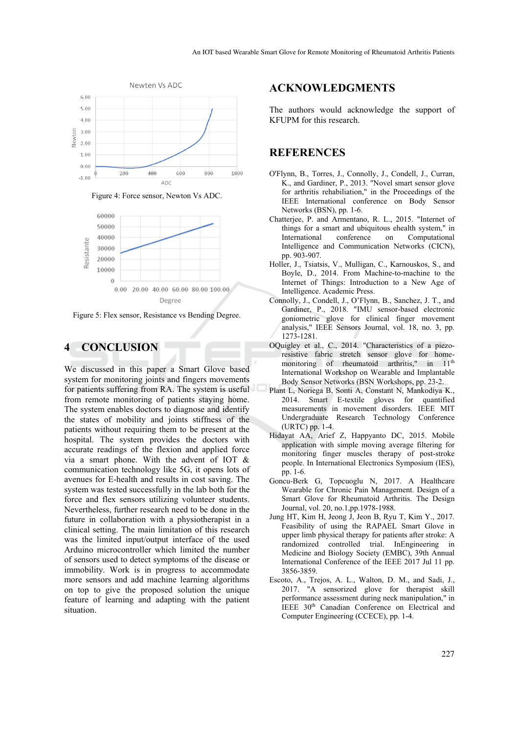Figure 4: Force sensor, Newton Vs ADC.

Figure 5: Flex sensor, Resistance vs Bending Degree.

## 4 CONCLUSION

We discussed in this paper a Smart Glove based system for monitoring joints and fingers movements for patients suffering from RA. The system is useful from remote monitoring of patients staying home. The system enables doctors to diagnose and identify the states of mobility and joints stiffness of the patients without requiring them to be present at the hospital. The system provides the doctors with accurate readings of the flexion and applied force via a smart phone. With the advent of IOT & communication technology like 5G, it opens lots of avenues for E-health and results in cost saving. The system was tested successfully in the lab both for the force and flex sensors utilizing volunteer students. Nevertheless, further research need to be done in the future in collaboration with a physiotherapist in a clinical setting. The main limitation of this research was the limited input/output interface of the used Arduino microcontroller which limited the number of sensors used to detect symptoms of the disease or immobility. Work is in progress to accommodate more sensors and add machine learning algorithms on top to give the proposed solution the unique feature of learning and adapting with the patient situation.

## ACKNOWLEDGMENTS

The authors would acknowledge the support of KFUPM for this research.

## REFERENCES

O'Flynn, B., Torres, J., Connolly, J., Condell, J., Curran, K., and Gardiner, P., 2013. "Novel smart sensor glove for arthritis rehabiliation," in the Proceedings of the IEEE International conference on Body Sensor Networks (BSN), pp. 1-6.

Chatterjee, P. and Armentano, R. L., 2015. "Internet of things for a smart and ubiquitous ehealth system," in International conference on Computational Intelligence and Communication Networks (CICN), pp. 903-907.

Holler, J., Tsiatsis, V., Mulligan, C., Karnouskos, S., and Boyle, D., 2014. From Machine-to-machine to the Internet of Things: Introduction to a New Age of Intelligence. Academic Press.

Connolly, J., Condell, J., O'Flynn, B., Sanchez, J. T., and Gardiner, P., 2018. "IMU sensor-based electronic goniometric glove for clinical finger movement analysis," IEEE Sensors Journal, vol. 18, no. 3, pp. 1273-1281.

OQuigley et al., C., 2014. "Characteristics of a piezo-resistive fabric stretch sensor glove for home-monitoring of rheumatoid arthritis," in 11th International Workshop on Wearable and Implantable Body Sensor Networks (BSN Workshops, pp. 23-2.

Plant L, Noriega B, Sonti A, Constant N, Mankodiya K., 2014. Smart E-textile gloves for quantified measurements in movement disorders. IEEE MIT Undergraduate Research Technology Conference (URTC) pp. 1-4.

Hidayat AA, Arief Z, Happyanto DC, 2015. Mobile application with simple moving average filtering for monitoring finger muscles therapy of post-stroke people. In International Electronics Symposium (IES), pp. 1-6.

Goncu-Berk G, Topcuoglu N, 2017. A Healthcare Wearable for Chronic Pain Management. Design of a Smart Glove for Rheumatoid Arthritis. The Design Journal, vol. 20, no.1,pp.1978-1988.

Jung HT, Kim H, Jeong J, Jeon B, Ryu T, Kim Y., 2017. Feasibility of using the RAPAEL Smart Glove in upper limb physical therapy for patients after stroke: A randomized controlled trial. InEngineering in Medicine and Biology Society (EMBC), 39th Annual International Conference of the IEEE 2017 Jul 11 pp. 3856-3859.

Escoto, A., Trejos, A. L., Walton, D. M., and Sadi, J., 2017. "A sensorized glove for therapist skill performance assessment during neck manipulation," in IEEE 30th Canadian Conference on Electrical and Computer Engineering (CCECE), pp. 1-4.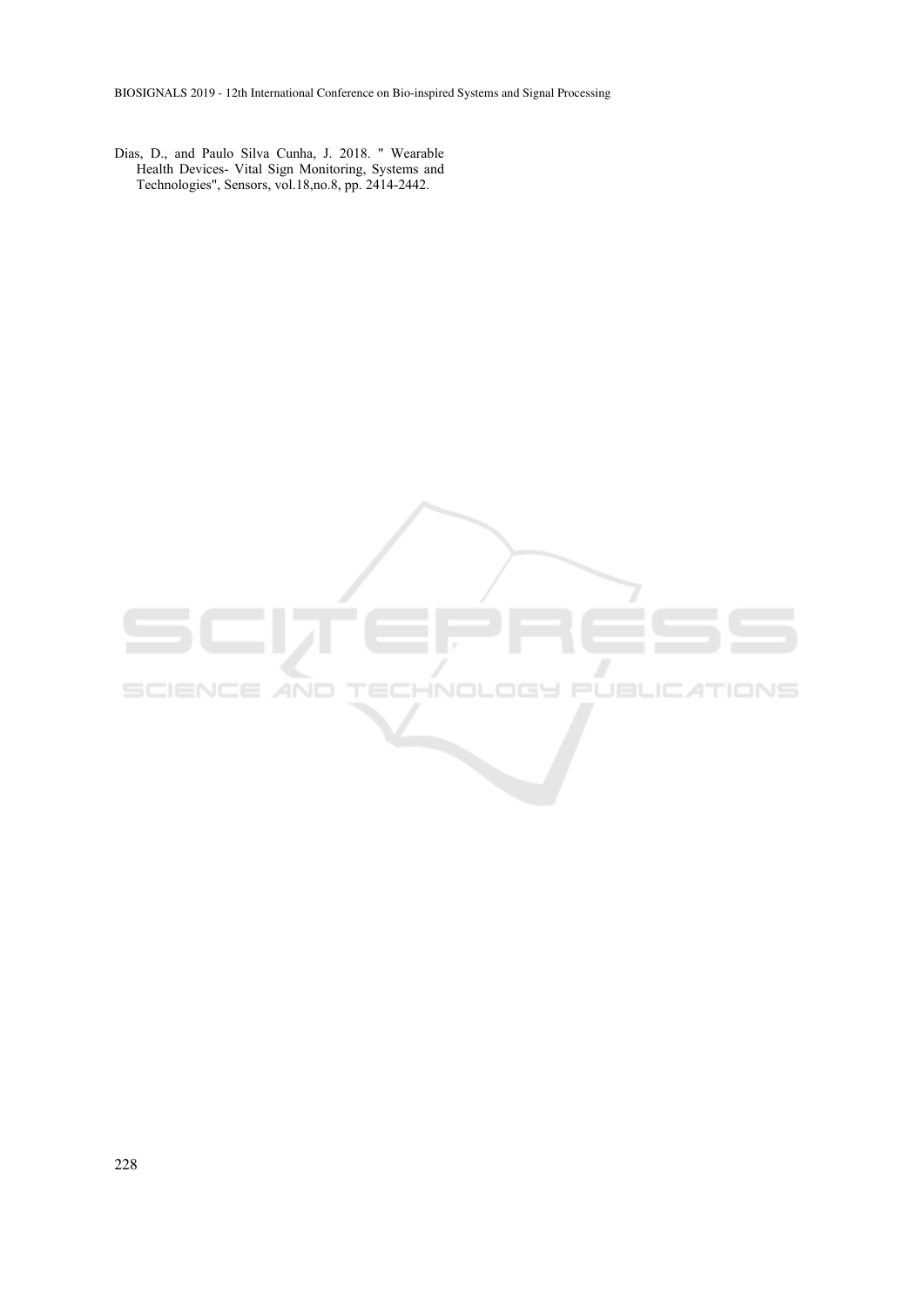Dias, D., and Paulo Silva Cunha, J. 2018. " Wearable Health Devices- Vital Sign Monitoring, Systems and Technologies", Sensors, vol.18,no.8, pp. 2414-2442.